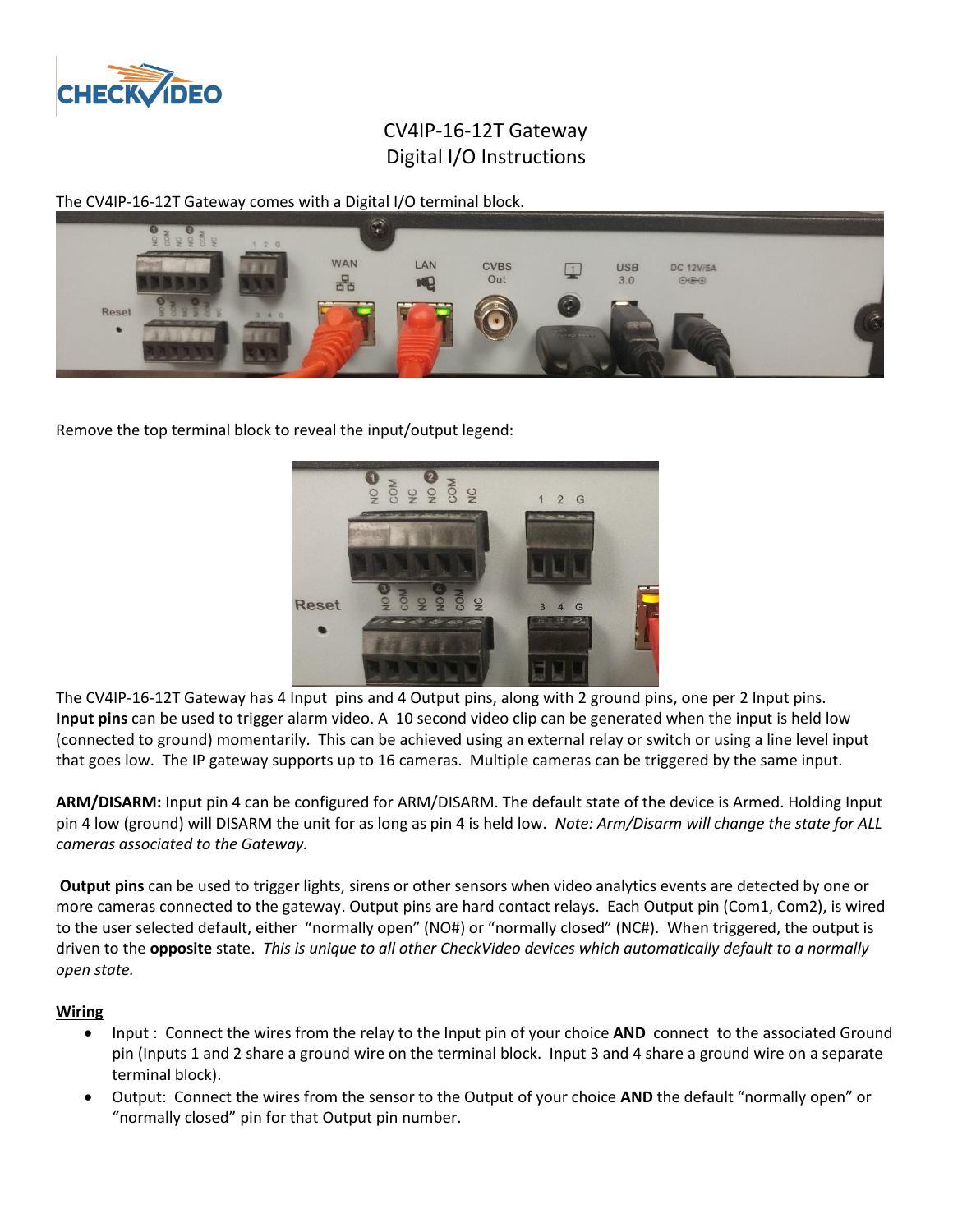# CV4IP-16-12T Gateway
# Digital I/O Instructions

The CV4IP-16-12T Gateway comes with a Digital I/O terminal block.

Remove the top terminal block to reveal the input/output legend:

The CV4IP-16-12T Gateway has 4 Input pins and 4 Output pins, along with 2 ground pins, one per 2 Input pins. **Input pins** can be used to trigger alarm video. A 10 second video clip can be generated when the input is held low (connected to ground) momentarily. This can be achieved using an external relay or switch or using a line level input that goes low. The IP gateway supports up to 16 cameras. Multiple cameras can be triggered by the same input.

**ARM/DISARM:** Input pin 4 can be configured for ARM/DISARM. The default state of the device is Armed. Holding Input pin 4 low (ground) will DISARM the unit for as long as pin 4 is held low. *Note: Arm/Disarm will change the state for ALL cameras associated to the Gateway.*

**Output pins** can be used to trigger lights, sirens or other sensors when video analytics events are detected by one or more cameras connected to the gateway. Output pins are hard contact relays. Each Output pin (Com1, Com2), is wired to the user selected default, either "normally open" (NO#) or "normally closed" (NC#). When triggered, the output is driven to the **opposite** state. *This is unique to all other CheckVideo devices which automatically default to a normally open state.*

## Wiring

- Input : Connect the wires from the relay to the Input pin of your choice **AND** connect to the associated Ground pin (Inputs 1 and 2 share a ground wire on the terminal block. Input 3 and 4 share a ground wire on a separate terminal block).
- Output: Connect the wires from the sensor to the Output of your choice **AND** the default "normally open" or "normally closed" pin for that Output pin number.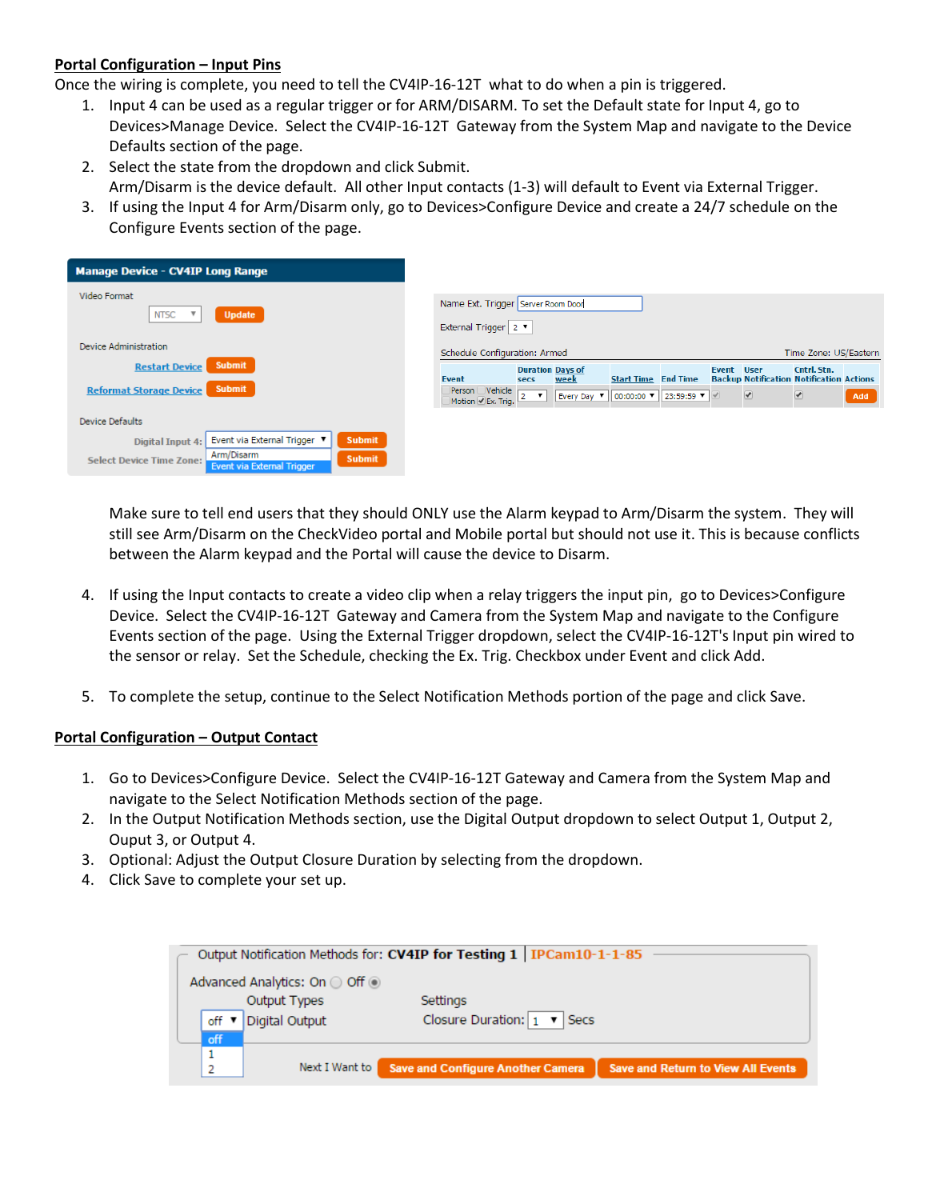**Portal Configuration – Input Pins**

Once the wiring is complete, you need to tell the CV4IP-16-12T what to do when a pin is triggered.

1. Input 4 can be used as a regular trigger or for ARM/DISARM. To set the Default state for Input 4, go to Devices>Manage Device. Select the CV4IP-16-12T Gateway from the System Map and navigate to the Device Defaults section of the page.
2. Select the state from the dropdown and click Submit. Arm/Disarm is the device default. All other Input contacts (1-3) will default to Event via External Trigger.
3. If using the Input 4 for Arm/Disarm only, go to Devices>Configure Device and create a 24/7 schedule on the Configure Events section of the page.

Manage Device - CV4IP Long Range

Video Format
NTSC
Update

Device Administration
Restart Device
Submit
Reformat Storage Device
Submit

Device Defaults
Digital Input 4: Event via External Trigger
Submit
Select Device Time Zone: Arm/Disarm
Event via External Trigger
Submit

Name Ext. Trigger Server Room Door
External Trigger 2
Schedule Configuration: Armed
Time Zone: US/Eastern

| Event | Duration secs | Days of week | Start Time | End Time | Event Backup | User Notification | Cntrl. Stn. Notification | Actions |
|---|---|---|---|---|---|---|---|---|
| Person Vehicle Motion Ex. Trig. | 2 | Every Day | 00:00:00 | 23:59:59 | | | | Add |

Make sure to tell end users that they should ONLY use the Alarm keypad to Arm/Disarm the system. They will still see Arm/Disarm on the CheckVideo portal and Mobile portal but should not use it. This is because conflicts between the Alarm keypad and the Portal will cause the device to Disarm.

4. If using the Input contacts to create a video clip when a relay triggers the input pin, go to Devices>Configure Device. Select the CV4IP-16-12T Gateway and Camera from the System Map and navigate to the Configure Events section of the page. Using the External Trigger dropdown, select the CV4IP-16-12T's Input pin wired to the sensor or relay. Set the Schedule, checking the Ex. Trig. Checkbox under Event and click Add.
5. To complete the setup, continue to the Select Notification Methods portion of the page and click Save.

**Portal Configuration – Output Contact**

1. Go to Devices>Configure Device. Select the CV4IP-16-12T Gateway and Camera from the System Map and navigate to the Select Notification Methods section of the page.
2. In the Output Notification Methods section, use the Digital Output dropdown to select Output 1, Output 2, Ouput 3, or Output 4.
3. Optional: Adjust the Output Closure Duration by selecting from the dropdown.
4. Click Save to complete your set up.

Output Notification Methods for: **CV4IP for Testing 1** | IPCam10-1-1-85

Advanced Analytics: On Off
Output Types
Settings
off Digital Output
Closure Duration: 1 Secs
off
1
2
Next I Want to
Save and Configure Another Camera
Save and Return to View All Events